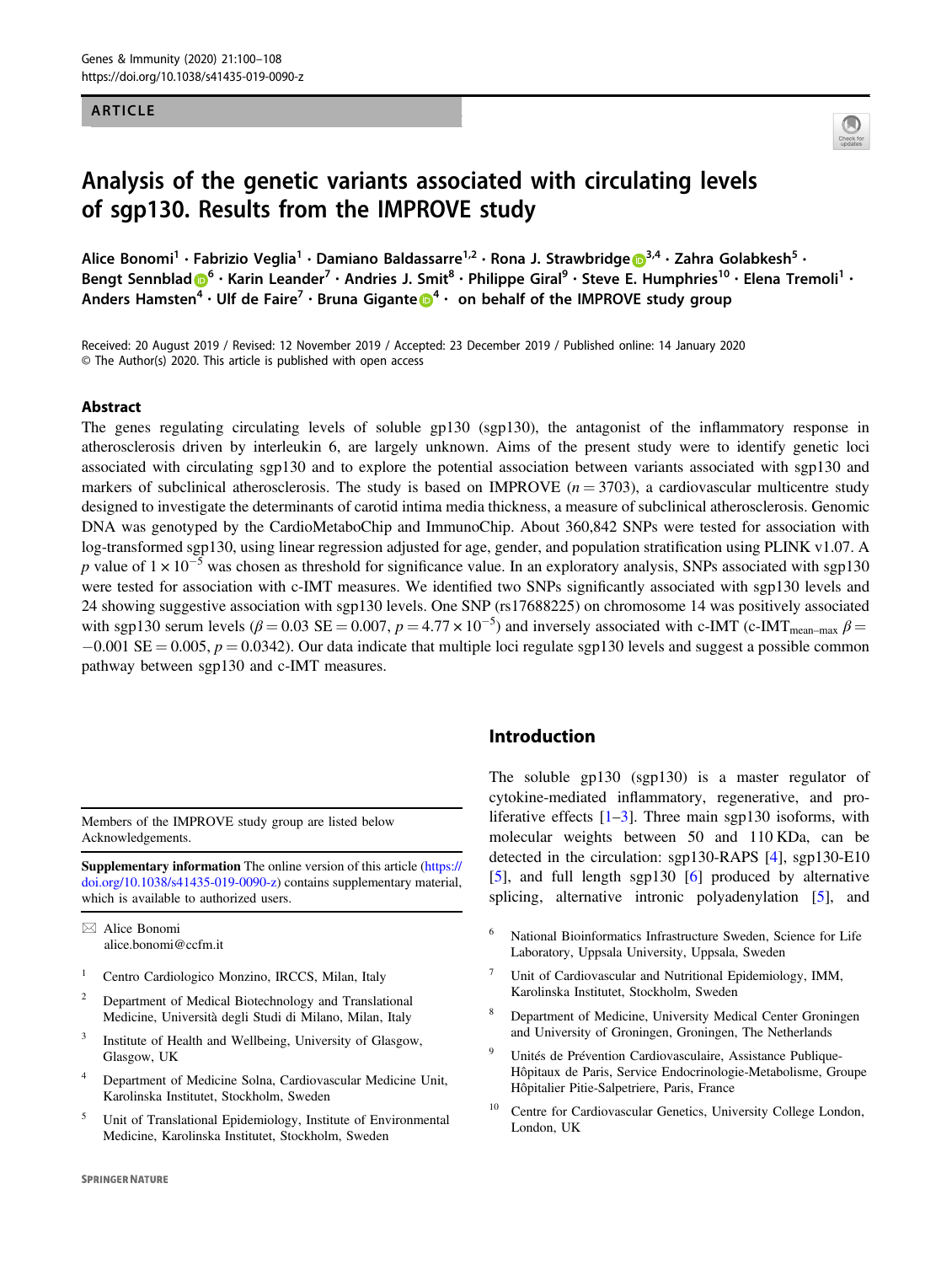ARTICLE

# Analysis of the genetic variants associated with circulating levels of sgp130. Results from the IMPROVE study

Alice Bonomi[1] · Fabrizio Veglia[1] · Damiano Baldassarre[1,2] · Rona J. Strawbridge[3,4] · Zahra Golabkesh[5] · Bengt Sennblad[6] · Karin Leander[7] · Andries J. Smit[8] · Philippe Giral[9] · Steve E. Humphries[10] · Elena Tremoli[1] · Anders Hamsten[4] · Ulf de Faire[7] · Bruna Gigante[4] · on behalf of the IMPROVE study group

Received: 20 August 2019 / Revised: 12 November 2019 / Accepted: 23 December 2019 / Published online: 14 January 2020
© The Author(s) 2020. This article is published with open access

## Abstract

The genes regulating circulating levels of soluble gp130 (sgp130), the antagonist of the inflammatory response in atherosclerosis driven by interleukin 6, are largely unknown. Aims of the present study were to identify genetic loci associated with circulating sgp130 and to explore the potential association between variants associated with sgp130 and markers of subclinical atherosclerosis. The study is based on IMPROVE ($n = 3703$), a cardiovascular multicentre study designed to investigate the determinants of carotid intima media thickness, a measure of subclinical atherosclerosis. Genomic DNA was genotyped by the CardioMetaboChip and ImmunoChip. About 360,842 SNPs were tested for association with log-transformed sgp130, using linear regression adjusted for age, gender, and population stratification using PLINK v1.07. A $p$ value of $1 \times 10^{-5}$ was chosen as threshold for significance value. In an exploratory analysis, SNPs associated with sgp130 were tested for association with c-IMT measures. We identified two SNPs significantly associated with sgp130 levels and 24 showing suggestive association with sgp130 levels. One SNP (rs17688225) on chromosome 14 was positively associated with sgp130 serum levels ($\beta = 0.03$ SE $= 0.007$, $p = 4.77 \times 10^{-5}$) and inversely associated with c-IMT (c-IMT$_{mean-max}$ $\beta = -0.001$ SE $= 0.005$, $p = 0.0342$). Our data indicate that multiple loci regulate sgp130 levels and suggest a possible common pathway between sgp130 and c-IMT measures.

## Introduction

The soluble gp130 (sgp130) is a master regulator of cytokine-mediated inflammatory, regenerative, and proliferative effects [1–3]. Three main sgp130 isoforms, with molecular weights between 50 and 110 KDa, can be detected in the circulation: sgp130-RAPS [4], sgp130-E10 [5], and full length sgp130 [6] produced by alternative splicing, alternative intronic polyadenylation [5], and

---

Members of the IMPROVE study group are listed below Acknowledgements.

**Supplementary information** The online version of this article (https://doi.org/10.1038/s41435-019-0090-z) contains supplementary material, which is available to authorized users.

✉ Alice Bonomi
alice.bonomi@ccfm.it

1. Centro Cardiologico Monzino, IRCCS, Milan, Italy
2. Department of Medical Biotechnology and Translational Medicine, Università degli Studi di Milano, Milan, Italy
3. Institute of Health and Wellbeing, University of Glasgow, Glasgow, UK
4. Department of Medicine Solna, Cardiovascular Medicine Unit, Karolinska Institutet, Stockholm, Sweden
5. Unit of Translational Epidemiology, Institute of Environmental Medicine, Karolinska Institutet, Stockholm, Sweden
6. National Bioinformatics Infrastructure Sweden, Science for Life Laboratory, Uppsala University, Uppsala, Sweden
7. Unit of Cardiovascular and Nutritional Epidemiology, IMM, Karolinska Institutet, Stockholm, Sweden
8. Department of Medicine, University Medical Center Groningen and University of Groningen, Groningen, The Netherlands
9. Unités de Prévention Cardiovasculaire, Assistance Publique-Hôpitaux de Paris, Service Endocrinologie-Metabolisme, Groupe Hôpitalier Pitie-Salpetriere, Paris, France
10. Centre for Cardiovascular Genetics, University College London, London, UK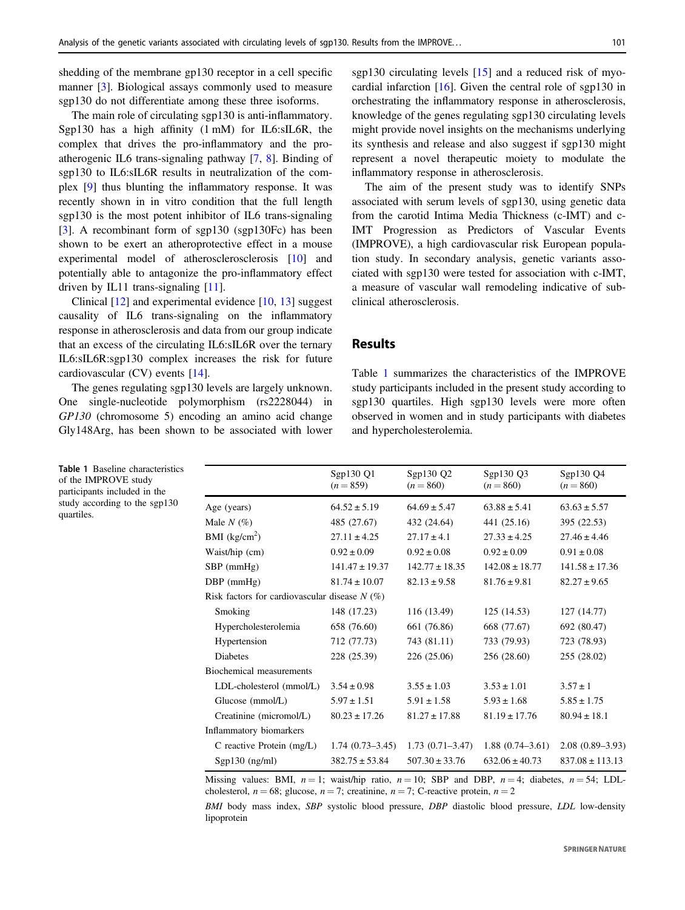shedding of the membrane gp130 receptor in a cell specific manner [3]. Biological assays commonly used to measure sgp130 do not differentiate among these three isoforms.

The main role of circulating sgp130 is anti-inflammatory. Sgp130 has a high affinity (1 mM) for IL6:sIL6R, the complex that drives the pro-inflammatory and the pro-atherogenic IL6 trans-signaling pathway [7, 8]. Binding of sgp130 to IL6:sIL6R results in neutralization of the complex [9] thus blunting the inflammatory response. It was recently shown in in vitro condition that the full length sgp130 is the most potent inhibitor of IL6 trans-signaling [3]. A recombinant form of sgp130 (sgp130Fc) has been shown to be exert an atheroprotective effect in a mouse experimental model of atherosclerosclerosis [10] and potentially able to antagonize the pro-inflammatory effect driven by IL11 trans-signaling [11].

Clinical [12] and experimental evidence [10, 13] suggest causality of IL6 trans-signaling on the inflammatory response in atherosclerosis and data from our group indicate that an excess of the circulating IL6:sIL6R over the ternary IL6:sIL6R:sgp130 complex increases the risk for future cardiovascular (CV) events [14].

The genes regulating sgp130 levels are largely unknown. One single-nucleotide polymorphism (rs2228044) in *GP130* (chromosome 5) encoding an amino acid change Gly148Arg, has been shown to be associated with lower sgp130 circulating levels [15] and a reduced risk of myocardial infarction [16]. Given the central role of sgp130 in orchestrating the inflammatory response in atherosclerosis, knowledge of the genes regulating sgp130 circulating levels might provide novel insights on the mechanisms underlying its synthesis and release and also suggest if sgp130 might represent a novel therapeutic moiety to modulate the inflammatory response in atherosclerosis.

The aim of the present study was to identify SNPs associated with serum levels of sgp130, using genetic data from the carotid Intima Media Thickness (c-IMT) and c-IMT Progression as Predictors of Vascular Events (IMPROVE), a high cardiovascular risk European population study. In secondary analysis, genetic variants associated with sgp130 were tested for association with c-IMT, a measure of vascular wall remodeling indicative of subclinical atherosclerosis.

## Results

Table 1 summarizes the characteristics of the IMPROVE study participants included in the present study according to sgp130 quartiles. High sgp130 levels were more often observed in women and in study participants with diabetes and hypercholesterolemia.

**Table 1** Baseline characteristics of the IMPROVE study participants included in the study according to the sgp130 quartiles.

| | Sgp130 Q1 ($n = 859$) | Sgp130 Q2 ($n = 860$) | Sgp130 Q3 ($n = 860$) | Sgp130 Q4 ($n = 860$) |
|---|---|---|---|---|
| Age (years) | 64.52 ± 5.19 | 64.69 ± 5.47 | 63.88 ± 5.41 | 63.63 ± 5.57 |
| Male *N* (%) | 485 (27.67) | 432 (24.64) | 441 (25.16) | 395 (22.53) |
| BMI (kg/cm$^2$) | 27.11 ± 4.25 | 27.17 ± 4.1 | 27.33 ± 4.25 | 27.46 ± 4.46 |
| Waist/hip (cm) | 0.92 ± 0.09 | 0.92 ± 0.08 | 0.92 ± 0.09 | 0.91 ± 0.08 |
| SBP (mmHg) | 141.47 ± 19.37 | 142.77 ± 18.35 | 142.08 ± 18.77 | 141.58 ± 17.36 |
| DBP (mmHg) | 81.74 ± 10.07 | 82.13 ± 9.58 | 81.76 ± 9.81 | 82.27 ± 9.65 |
| Risk factors for cardiovascular disease *N* (%) | | | | |
| Smoking | 148 (17.23) | 116 (13.49) | 125 (14.53) | 127 (14.77) |
| Hypercholesterolemia | 658 (76.60) | 661 (76.86) | 668 (77.67) | 692 (80.47) |
| Hypertension | 712 (77.73) | 743 (81.11) | 733 (79.93) | 723 (78.93) |
| Diabetes | 228 (25.39) | 226 (25.06) | 256 (28.60) | 255 (28.02) |
| Biochemical measurements | | | | |
| LDL-cholesterol (mmol/L) | 3.54 ± 0.98 | 3.55 ± 1.03 | 3.53 ± 1.01 | 3.57 ± 1 |
| Glucose (mmol/L) | 5.97 ± 1.51 | 5.91 ± 1.58 | 5.93 ± 1.68 | 5.85 ± 1.75 |
| Creatinine (micromol/L) | 80.23 ± 17.26 | 81.27 ± 17.88 | 81.19 ± 17.76 | 80.94 ± 18.1 |
| Inflammatory biomarkers | | | | |
| C reactive Protein (mg/L) | 1.74 (0.73–3.45) | 1.73 (0.71–3.47) | 1.88 (0.74–3.61) | 2.08 (0.89–3.93) |
| Sgp130 (ng/ml) | 382.75 ± 53.84 | 507.30 ± 33.76 | 632.06 ± 40.73 | 837.08 ± 113.13 |

Missing values: BMI, $n = 1$; waist/hip ratio, $n = 10$; SBP and DBP, $n = 4$; diabetes, $n = 54$; LDL-cholesterol, $n = 68$; glucose, $n = 7$; creatinine, $n = 7$; C-reactive protein, $n = 2$

*BMI* body mass index, *SBP* systolic blood pressure, *DBP* diastolic blood pressure, *LDL* low-density lipoprotein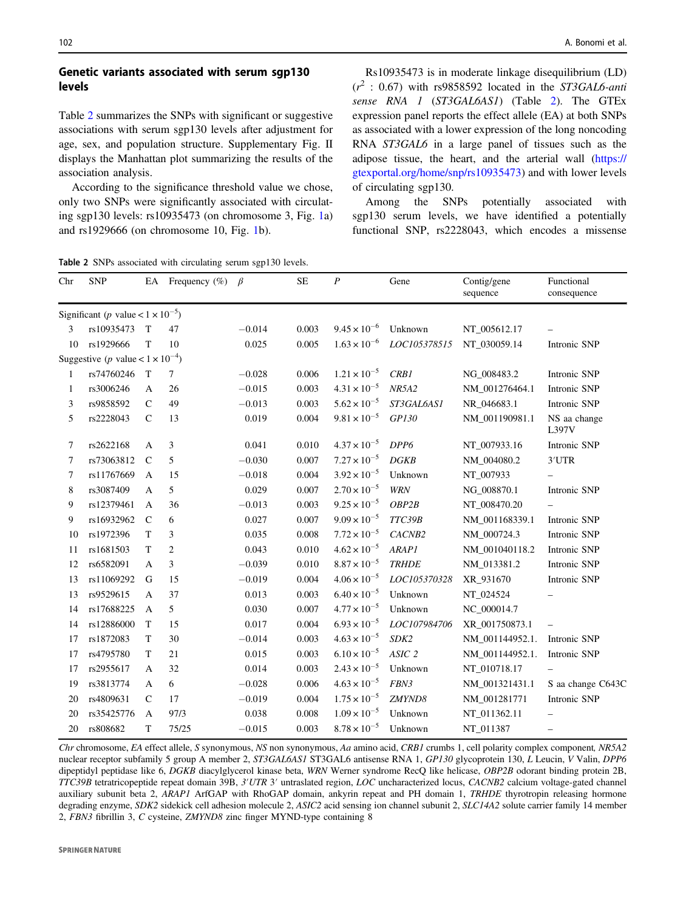## Genetic variants associated with serum sgp130 levels

Table 2 summarizes the SNPs with significant or suggestive associations with serum sgp130 levels after adjustment for age, sex, and population structure. Supplementary Fig. II displays the Manhattan plot summarizing the results of the association analysis.

According to the significance threshold value we chose, only two SNPs were significantly associated with circulating sgp130 levels: rs10935473 (on chromosome 3, Fig. 1a) and rs1929666 (on chromosome 10, Fig. 1b).

Rs10935473 is in moderate linkage disequilibrium (LD) ($r^2$ : 0.67) with rs9858592 located in the *ST3GAL6-anti sense RNA 1* (*ST3GAL6AS1*) (Table 2). The GTEx expression panel reports the effect allele (EA) at both SNPs as associated with a lower expression of the long noncoding RNA *ST3GAL6* in a large panel of tissues such as the adipose tissue, the heart, and the arterial wall (https://gtexportal.org/home/snp/rs10935473) and with lower levels of circulating sgp130.

Among the SNPs potentially associated with sgp130 serum levels, we have identified a potentially functional SNP, rs2228043, which encodes a missense

**Table 2** SNPs associated with circulating serum sgp130 levels.

| Chr | SNP | EA | Frequency (%) | $\beta$ | SE | $P$ | Gene | Contig/gene sequence | Functional consequence |
|---|---|---|---|---|---|---|---|---|---|
| Significant ($p$ value $< 1 \times 10^{-5}$) | | | | | | | | | |
| 3 | rs10935473 | T | 47 | −0.014 | 0.003 | $9.45 \times 10^{-6}$ | Unknown | NT_005612.17 | – |
| 10 | rs1929666 | T | 10 | 0.025 | 0.005 | $1.63 \times 10^{-6}$ | *LOC105378515* | NT_030059.14 | Intronic SNP |
| Suggestive ($p$ value $< 1 \times 10^{-4}$) | | | | | | | | | |
| 1 | rs74760246 | T | 7 | −0.028 | 0.006 | $1.21 \times 10^{-5}$ | *CRB1* | NG_008483.2 | Intronic SNP |
| 1 | rs3006246 | A | 26 | −0.015 | 0.003 | $4.31 \times 10^{-5}$ | *NR5A2* | NM_001276464.1 | Intronic SNP |
| 3 | rs9858592 | C | 49 | −0.013 | 0.003 | $5.62 \times 10^{-5}$ | *ST3GAL6AS1* | NR_046683.1 | Intronic SNP |
| 5 | rs2228043 | C | 13 | 0.019 | 0.004 | $9.81 \times 10^{-5}$ | *GP130* | NM_001190981.1 | NS aa change L397V |
| 7 | rs2622168 | A | 3 | 0.041 | 0.010 | $4.37 \times 10^{-5}$ | *DPP6* | NT_007933.16 | Intronic SNP |
| 7 | rs73063812 | C | 5 | −0.030 | 0.007 | $7.27 \times 10^{-5}$ | *DGKB* | NM_004080.2 | 3′UTR |
| 7 | rs11767669 | A | 15 | −0.018 | 0.004 | $3.92 \times 10^{-5}$ | Unknown | NT_007933 | – |
| 8 | rs3087409 | A | 5 | 0.029 | 0.007 | $2.70 \times 10^{-5}$ | *WRN* | NG_008870.1 | Intronic SNP |
| 9 | rs12379461 | A | 36 | −0.013 | 0.003 | $9.25 \times 10^{-5}$ | *OBP2B* | NT_008470.20 | – |
| 9 | rs16932962 | C | 6 | 0.027 | 0.007 | $9.09 \times 10^{-5}$ | *TTC39B* | NM_001168339.1 | Intronic SNP |
| 10 | rs1972396 | T | 3 | 0.035 | 0.008 | $7.72 \times 10^{-5}$ | *CACNB2* | NM_000724.3 | Intronic SNP |
| 11 | rs1681503 | T | 2 | 0.043 | 0.010 | $4.62 \times 10^{-5}$ | *ARAP1* | NM_001040118.2 | Intronic SNP |
| 12 | rs6582091 | A | 3 | −0.039 | 0.010 | $8.87 \times 10^{-5}$ | *TRHDE* | NM_013381.2 | Intronic SNP |
| 13 | rs11069292 | G | 15 | −0.019 | 0.004 | $4.06 \times 10^{-5}$ | *LOC105370328* | XR_931670 | Intronic SNP |
| 13 | rs9529615 | A | 37 | 0.013 | 0.003 | $6.40 \times 10^{-5}$ | Unknown | NT_024524 | – |
| 14 | rs17688225 | A | 5 | 0.030 | 0.007 | $4.77 \times 10^{-5}$ | Unknown | NC_000014.7 | |
| 14 | rs12886000 | T | 15 | 0.017 | 0.004 | $6.93 \times 10^{-5}$ | *LOC107984706* | XR_001750873.1 | – |
| 17 | rs1872083 | T | 30 | −0.014 | 0.003 | $4.63 \times 10^{-5}$ | *SDK2* | NM_001144952.1. | Intronic SNP |
| 17 | rs4795780 | T | 21 | 0.015 | 0.003 | $6.10 \times 10^{-5}$ | *ASIC 2* | NM_001144952.1. | Intronic SNP |
| 17 | rs2955617 | A | 32 | 0.014 | 0.003 | $2.43 \times 10^{-5}$ | Unknown | NT_010718.17 | – |
| 19 | rs3813774 | A | 6 | −0.028 | 0.006 | $4.63 \times 10^{-5}$ | *FBN3* | NM_001321431.1 | S aa change C643C |
| 20 | rs4809631 | C | 17 | −0.019 | 0.004 | $1.75 \times 10^{-5}$ | *ZMYND8* | NM_001281771 | Intronic SNP |
| 20 | rs35425776 | A | 97/3 | 0.038 | 0.008 | $1.09 \times 10^{-5}$ | Unknown | NT_011362.11 | – |
| 20 | rs808682 | T | 75/25 | −0.015 | 0.003 | $8.78 \times 10^{-5}$ | Unknown | NT_011387 | – |

*Chr* chromosome, *EA* effect allele, *S* synonymous, *NS* non synonymous, *Aa* amino acid, *CRB1* crumbs 1, cell polarity complex component, *NR5A2* nuclear receptor subfamily 5 group A member 2, *ST3GAL6AS1* ST3GAL6 antisense RNA 1, *GP130* glycoprotein 130, *L* Leucin, *V* Valin, *DPP6* dipeptidyl peptidase like 6, *DGKB* diacylglycerol kinase beta, *WRN* Werner syndrome RecQ like helicase, *OBP2B* odorant binding protein 2B, *TTC39B* tetratricopeptide repeat domain 39B, *3′UTR* 3′ untraslated region, *LOC* uncharacterized locus, *CACNB2* calcium voltage-gated channel auxiliary subunit beta 2, *ARAP1* ArfGAP with RhoGAP domain, ankyrin repeat and PH domain 1, *TRHDE* thyrotropin releasing hormone degrading enzyme, *SDK2* sidekick cell adhesion molecule 2, *ASIC2* acid sensing ion channel subunit 2, *SLC14A2* solute carrier family 14 member 2, *FBN3* fibrillin 3, *C* cysteine, *ZMYND8* zinc finger MYND-type containing 8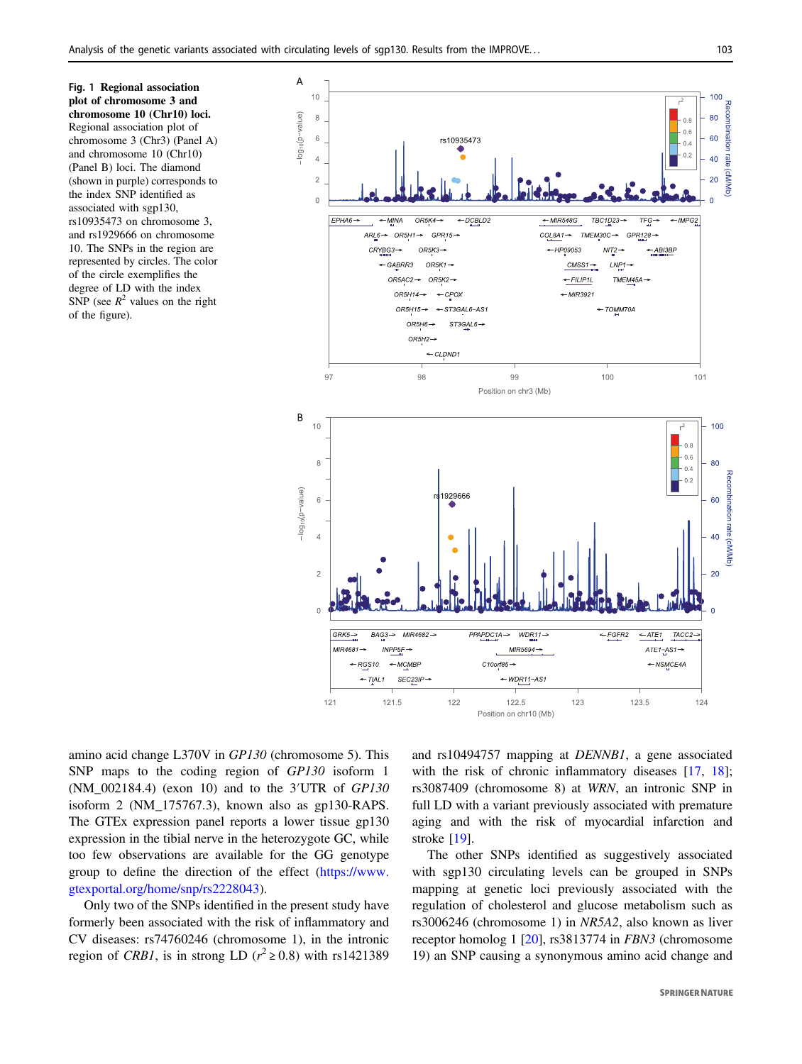**Fig. 1 Regional association plot of chromosome 3 and chromosome 10 (Chr10) loci.** Regional association plot of chromosome 3 (Chr3) (Panel A) and chromosome 10 (Chr10) (Panel B) loci. The diamond (shown in purple) corresponds to the index SNP identified as associated with sgp130, rs10935473 on chromosome 3, and rs1929666 on chromosome 10. The SNPs in the region are represented by circles. The color of the circle exemplifies the degree of LD with the index SNP (see $R^2$ values on the right of the figure).

amino acid change L370V in *GP130* (chromosome 5). This SNP maps to the coding region of *GP130* isoform 1 (NM_002184.4) (exon 10) and to the 3′UTR of *GP130* isoform 2 (NM_175767.3), known also as gp130-RAPS. The GTEx expression panel reports a lower tissue gp130 expression in the tibial nerve in the heterozygote GC, while too few observations are available for the GG genotype group to define the direction of the effect (https://www.gtexportal.org/home/snp/rs2228043).

Only two of the SNPs identified in the present study have formerly been associated with the risk of inflammatory and CV diseases: rs74760246 (chromosome 1), in the intronic region of *CRB1*, is in strong LD ($r^2 \geq 0.8$) with rs1421389 and rs10494757 mapping at *DENNB1*, a gene associated with the risk of chronic inflammatory diseases [17, 18]; rs3087409 (chromosome 8) at *WRN*, an intronic SNP in full LD with a variant previously associated with premature aging and with the risk of myocardial infarction and stroke [19].

The other SNPs identified as suggestively associated with sgp130 circulating levels can be grouped in SNPs mapping at genetic loci previously associated with the regulation of cholesterol and glucose metabolism such as rs3006246 (chromosome 1) in *NR5A2*, also known as liver receptor homolog 1 [20], rs3813774 in *FBN3* (chromosome 19) an SNP causing a synonymous amino acid change and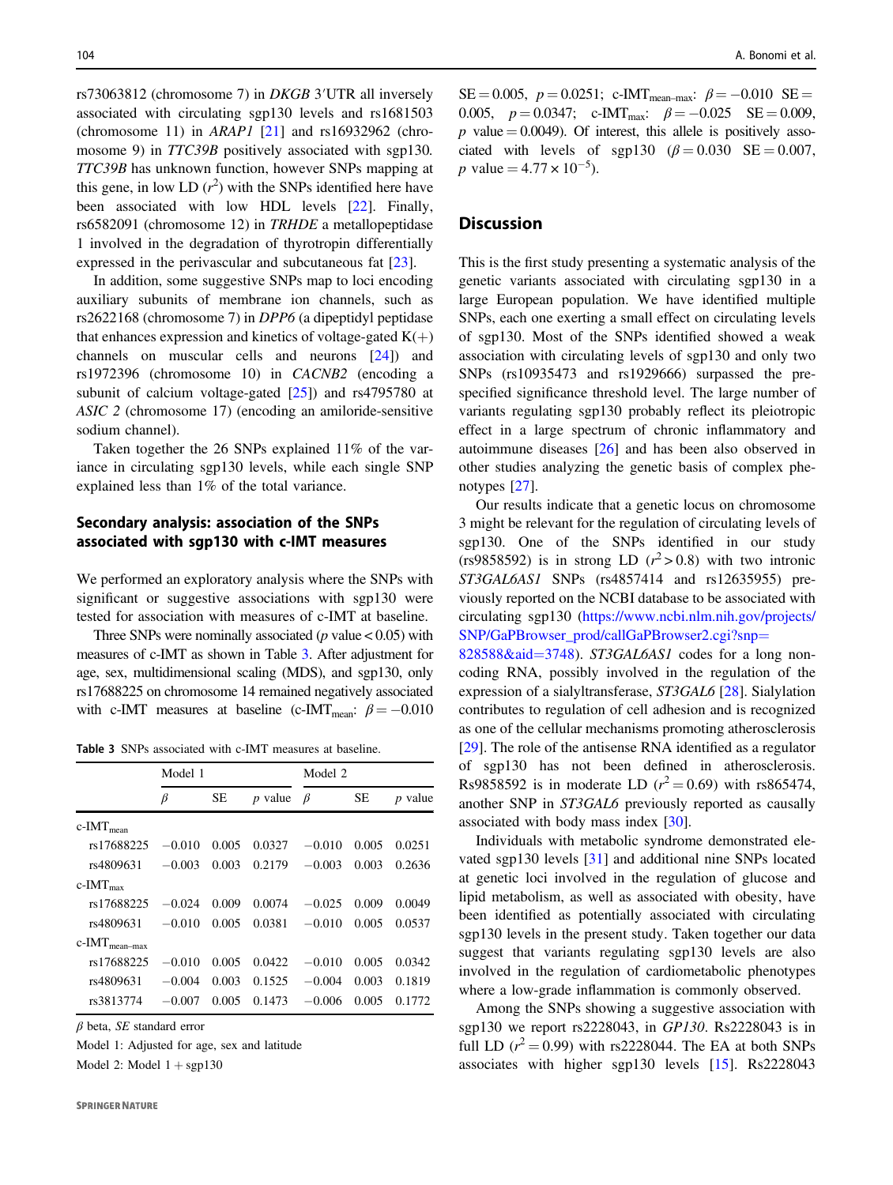rs73063812 (chromosome 7) in *DKGB* 3′UTR all inversely associated with circulating sgp130 levels and rs1681503 (chromosome 11) in *ARAP1* [21] and rs16932962 (chromosome 9) in *TTC39B* positively associated with sgp130. *TTC39B* has unknown function, however SNPs mapping at this gene, in low LD ($r^2$) with the SNPs identified here have been associated with low HDL levels [22]. Finally, rs6582091 (chromosome 12) in *TRHDE* a metallopeptidase 1 involved in the degradation of thyrotropin differentially expressed in the perivascular and subcutaneous fat [23].

In addition, some suggestive SNPs map to loci encoding auxiliary subunits of membrane ion channels, such as rs2622168 (chromosome 7) in *DPP6* (a dipeptidyl peptidase that enhances expression and kinetics of voltage-gated K(+) channels on muscular cells and neurons [24]) and rs1972396 (chromosome 10) in *CACNB2* (encoding a subunit of calcium voltage-gated [25]) and rs4795780 at *ASIC 2* (chromosome 17) (encoding an amiloride-sensitive sodium channel).

Taken together the 26 SNPs explained 11% of the variance in circulating sgp130 levels, while each single SNP explained less than 1% of the total variance.

### Secondary analysis: association of the SNPs associated with sgp130 with c-IMT measures

We performed an exploratory analysis where the SNPs with significant or suggestive associations with sgp130 were tested for association with measures of c-IMT at baseline.

Three SNPs were nominally associated ($p$ value < 0.05) with measures of c-IMT as shown in Table 3. After adjustment for age, sex, multidimensional scaling (MDS), and sgp130, only rs17688225 on chromosome 14 remained negatively associated with c-IMT measures at baseline (c-IMT$_{mean}$: $\beta = -0.010$ SE = 0.005, $p = 0.0251$; c-IMT$_{mean–max}$: $\beta = -0.010$ SE = 0.005, $p = 0.0347$; c-IMT$_{max}$: $\beta = -0.025$ SE = 0.009, $p$ value = 0.0049). Of interest, this allele is positively associated with levels of sgp130 ($\beta = 0.030$ SE = 0.007, $p$ value = $4.77 \times 10^{-5}$).

**Table 3** SNPs associated with c-IMT measures at baseline.

| | Model 1 | | | Model 2 | | |
|---|---|---|---|---|---|---|
| | $\beta$ | SE | $p$ value | $\beta$ | SE | $p$ value |
| c-IMT$_{mean}$ | | | | | | |
| rs17688225 | −0.010 | 0.005 | 0.0327 | −0.010 | 0.005 | 0.0251 |
| rs4809631 | −0.003 | 0.003 | 0.2179 | −0.003 | 0.003 | 0.2636 |
| c-IMT$_{max}$ | | | | | | |
| rs17688225 | −0.024 | 0.009 | 0.0074 | −0.025 | 0.009 | 0.0049 |
| rs4809631 | −0.010 | 0.005 | 0.0381 | −0.010 | 0.005 | 0.0537 |
| c-IMT$_{mean–max}$ | | | | | | |
| rs17688225 | −0.010 | 0.005 | 0.0422 | −0.010 | 0.005 | 0.0342 |
| rs4809631 | −0.004 | 0.003 | 0.1525 | −0.004 | 0.003 | 0.1819 |
| rs3813774 | −0.007 | 0.005 | 0.1473 | −0.006 | 0.005 | 0.1772 |

$\beta$ beta, *SE* standard error

Model 1: Adjusted for age, sex and latitude

Model 2: Model 1 + sgp130

## Discussion

This is the first study presenting a systematic analysis of the genetic variants associated with circulating sgp130 in a large European population. We have identified multiple SNPs, each one exerting a small effect on circulating levels of sgp130. Most of the SNPs identified showed a weak association with circulating levels of sgp130 and only two SNPs (rs10935473 and rs1929666) surpassed the prespecified significance threshold level. The large number of variants regulating sgp130 probably reflect its pleiotropic effect in a large spectrum of chronic inflammatory and autoimmune diseases [26] and has been also observed in other studies analyzing the genetic basis of complex phenotypes [27].

Our results indicate that a genetic locus on chromosome 3 might be relevant for the regulation of circulating levels of sgp130. One of the SNPs identified in our study (rs9858592) is in strong LD ($r^2 > 0.8$) with two intronic *ST3GAL6AS1* SNPs (rs4857414 and rs12635955) previously reported on the NCBI database to be associated with circulating sgp130 (https://www.ncbi.nlm.nih.gov/projects/SNP/GaPBrowser_prod/callGaPBrowser2.cgi?snp=828588&aid=3748). *ST3GAL6AS1* codes for a long noncoding RNA, possibly involved in the regulation of the expression of a sialyltransferase, *ST3GAL6* [28]. Sialylation contributes to regulation of cell adhesion and is recognized as one of the cellular mechanisms promoting atherosclerosis [29]. The role of the antisense RNA identified as a regulator of sgp130 has not been defined in atherosclerosis. Rs9858592 is in moderate LD ($r^2 = 0.69$) with rs865474, another SNP in *ST3GAL6* previously reported as causally associated with body mass index [30].

Individuals with metabolic syndrome demonstrated elevated sgp130 levels [31] and additional nine SNPs located at genetic loci involved in the regulation of glucose and lipid metabolism, as well as associated with obesity, have been identified as potentially associated with circulating sgp130 levels in the present study. Taken together our data suggest that variants regulating sgp130 levels are also involved in the regulation of cardiometabolic phenotypes where a low-grade inflammation is commonly observed.

Among the SNPs showing a suggestive association with sgp130 we report rs2228043, in *GP130*. Rs2228043 is in full LD ($r^2 = 0.99$) with rs2228044. The EA at both SNPs associates with higher sgp130 levels [15]. Rs2228043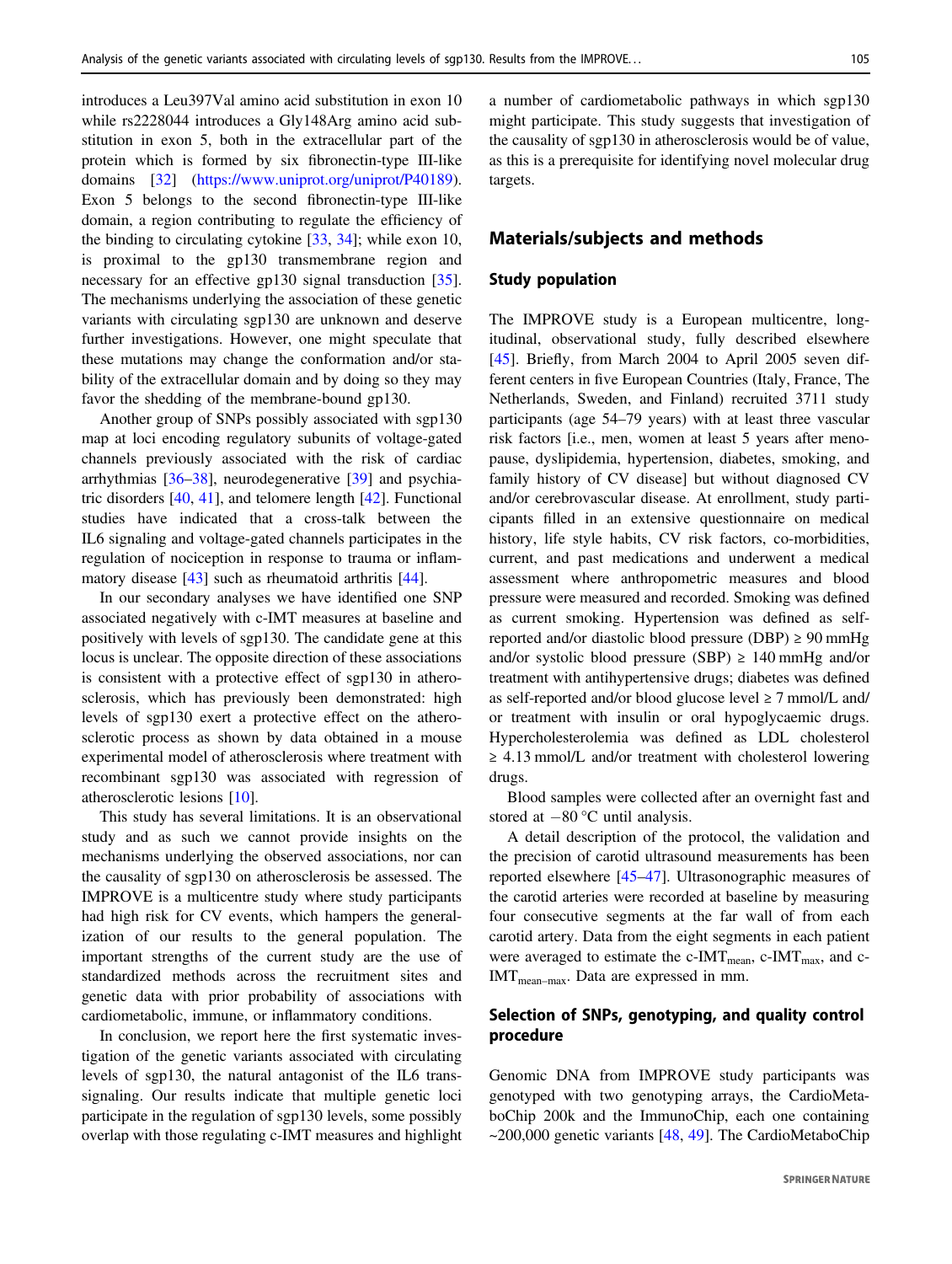introduces a Leu397Val amino acid substitution in exon 10 while rs2228044 introduces a Gly148Arg amino acid substitution in exon 5, both in the extracellular part of the protein which is formed by six fibronectin-type III-like domains [32] (https://www.uniprot.org/uniprot/P40189). Exon 5 belongs to the second fibronectin-type III-like domain, a region contributing to regulate the efficiency of the binding to circulating cytokine [33, 34]; while exon 10, is proximal to the gp130 transmembrane region and necessary for an effective gp130 signal transduction [35]. The mechanisms underlying the association of these genetic variants with circulating sgp130 are unknown and deserve further investigations. However, one might speculate that these mutations may change the conformation and/or stability of the extracellular domain and by doing so they may favor the shedding of the membrane-bound gp130.

Another group of SNPs possibly associated with sgp130 map at loci encoding regulatory subunits of voltage-gated channels previously associated with the risk of cardiac arrhythmias [36–38], neurodegenerative [39] and psychiatric disorders [40, 41], and telomere length [42]. Functional studies have indicated that a cross-talk between the IL6 signaling and voltage-gated channels participates in the regulation of nociception in response to trauma or inflammatory disease [43] such as rheumatoid arthritis [44].

In our secondary analyses we have identified one SNP associated negatively with c-IMT measures at baseline and positively with levels of sgp130. The candidate gene at this locus is unclear. The opposite direction of these associations is consistent with a protective effect of sgp130 in atherosclerosis, which has previously been demonstrated: high levels of sgp130 exert a protective effect on the atherosclerotic process as shown by data obtained in a mouse experimental model of atherosclerosis where treatment with recombinant sgp130 was associated with regression of atherosclerotic lesions [10].

This study has several limitations. It is an observational study and as such we cannot provide insights on the mechanisms underlying the observed associations, nor can the causality of sgp130 on atherosclerosis be assessed. The IMPROVE is a multicentre study where study participants had high risk for CV events, which hampers the generalization of our results to the general population. The important strengths of the current study are the use of standardized methods across the recruitment sites and genetic data with prior probability of associations with cardiometabolic, immune, or inflammatory conditions.

In conclusion, we report here the first systematic investigation of the genetic variants associated with circulating levels of sgp130, the natural antagonist of the IL6 transsignaling. Our results indicate that multiple genetic loci participate in the regulation of sgp130 levels, some possibly overlap with those regulating c-IMT measures and highlight a number of cardiometabolic pathways in which sgp130 might participate. This study suggests that investigation of the causality of sgp130 in atherosclerosis would be of value, as this is a prerequisite for identifying novel molecular drug targets.

## Materials/subjects and methods

### Study population

The IMPROVE study is a European multicentre, longitudinal, observational study, fully described elsewhere [45]. Briefly, from March 2004 to April 2005 seven different centers in five European Countries (Italy, France, The Netherlands, Sweden, and Finland) recruited 3711 study participants (age 54–79 years) with at least three vascular risk factors [i.e., men, women at least 5 years after menopause, dyslipidemia, hypertension, diabetes, smoking, and family history of CV disease] but without diagnosed CV and/or cerebrovascular disease. At enrollment, study participants filled in an extensive questionnaire on medical history, life style habits, CV risk factors, co-morbidities, current, and past medications and underwent a medical assessment where anthropometric measures and blood pressure were measured and recorded. Smoking was defined as current smoking. Hypertension was defined as self-reported and/or diastolic blood pressure (DBP) ≥ 90 mmHg and/or systolic blood pressure (SBP) ≥ 140 mmHg and/or treatment with antihypertensive drugs; diabetes was defined as self-reported and/or blood glucose level ≥ 7 mmol/L and/or treatment with insulin or oral hypoglycaemic drugs. Hypercholesterolemia was defined as LDL cholesterol ≥ 4.13 mmol/L and/or treatment with cholesterol lowering drugs.

Blood samples were collected after an overnight fast and stored at −80 °C until analysis.

A detail description of the protocol, the validation and the precision of carotid ultrasound measurements has been reported elsewhere [45–47]. Ultrasonographic measures of the carotid arteries were recorded at baseline by measuring four consecutive segments at the far wall of from each carotid artery. Data from the eight segments in each patient were averaged to estimate the c-IMT$_{mean}$, c-IMT$_{max}$, and c-IMT$_{mean–max}$. Data are expressed in mm.

### Selection of SNPs, genotyping, and quality control procedure

Genomic DNA from IMPROVE study participants was genotyped with two genotyping arrays, the CardioMetaboChip 200k and the ImmunoChip, each one containing ~200,000 genetic variants [48, 49]. The CardioMetaboChip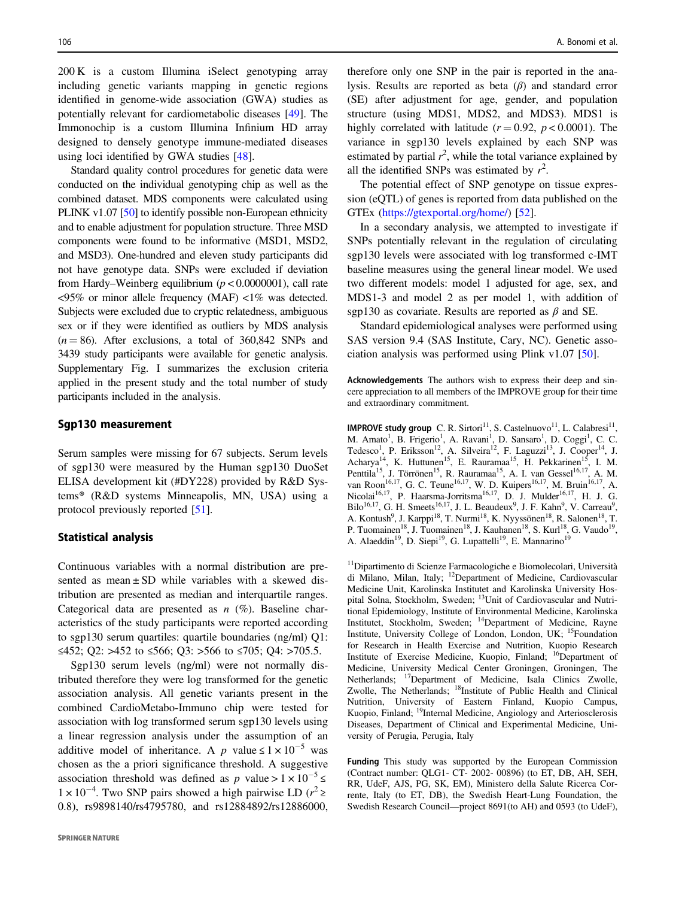200 K is a custom Illumina iSelect genotyping array including genetic variants mapping in genetic regions identified in genome-wide association (GWA) studies as potentially relevant for cardiometabolic diseases [49]. The Immonochip is a custom Illumina Infinium HD array designed to densely genotype immune-mediated diseases using loci identified by GWA studies [48].

Standard quality control procedures for genetic data were conducted on the individual genotyping chip as well as the combined dataset. MDS components were calculated using PLINK v1.07 [50] to identify possible non-European ethnicity and to enable adjustment for population structure. Three MSD components were found to be informative (MSD1, MSD2, and MSD3). One-hundred and eleven study participants did not have genotype data. SNPs were excluded if deviation from Hardy–Weinberg equilibrium ($p < 0.0000001$), call rate <95% or minor allele frequency (MAF) <1% was detected. Subjects were excluded due to cryptic relatedness, ambiguous sex or if they were identified as outliers by MDS analysis ($n = 86$). After exclusions, a total of 360,842 SNPs and 3439 study participants were available for genetic analysis. Supplementary Fig. I summarizes the exclusion criteria applied in the present study and the total number of study participants included in the analysis.

## Sgp130 measurement

Serum samples were missing for 67 subjects. Serum levels of sgp130 were measured by the Human sgp130 DuoSet ELISA development kit (#DY228) provided by R&D Systems® (R&D systems Minneapolis, MN, USA) using a protocol previously reported [51].

## Statistical analysis

Continuous variables with a normal distribution are presented as mean ± SD while variables with a skewed distribution are presented as median and interquartile ranges. Categorical data are presented as $n$ (%). Baseline characteristics of the study participants were reported according to sgp130 serum quartiles: quartile boundaries (ng/ml) Q1: ≤452; Q2: >452 to ≤566; Q3: >566 to ≤705; Q4: >705.5.

Sgp130 serum levels (ng/ml) were not normally distributed therefore they were log transformed for the genetic association analysis. All genetic variants present in the combined CardioMetabo-Immuno chip were tested for association with log transformed serum sgp130 levels using a linear regression analysis under the assumption of an additive model of inheritance. A $p$ value $\leq 1 \times 10^{-5}$ was chosen as the a priori significance threshold. A suggestive association threshold was defined as $p$ value $> 1 \times 10^{-5} \leq 1 \times 10^{-4}$. Two SNP pairs showed a high pairwise LD ($r^2 \geq 0.8$), rs9898140/rs4795780, and rs12884892/rs12886000, therefore only one SNP in the pair is reported in the analysis. Results are reported as beta ($\beta$) and standard error (SE) after adjustment for age, gender, and population structure (using MDS1, MDS2, and MDS3). MDS1 is highly correlated with latitude ($r = 0.92$, $p < 0.0001$). The variance in sgp130 levels explained by each SNP was estimated by partial $r^2$, while the total variance explained by all the identified SNPs was estimated by $r^2$.

The potential effect of SNP genotype on tissue expression (eQTL) of genes is reported from data published on the GTEx (https://gtexportal.org/home/) [52].

In a secondary analysis, we attempted to investigate if SNPs potentially relevant in the regulation of circulating sgp130 levels were associated with log transformed c-IMT baseline measures using the general linear model. We used two different models: model 1 adjusted for age, sex, and MDS1-3 and model 2 as per model 1, with addition of sgp130 as covariate. Results are reported as $\beta$ and SE.

Standard epidemiological analyses were performed using SAS version 9.4 (SAS Institute, Cary, NC). Genetic association analysis was performed using Plink v1.07 [50].

**Acknowledgements** The authors wish to express their deep and sincere appreciation to all members of the IMPROVE group for their time and extraordinary commitment.

**IMPROVE study group** C. R. Sirtori[11], S. Castelnuovo[11], L. Calabresi[11], M. Amato[1], B. Frigerio[1], A. Ravani[1], D. Sansaro[1], D. Coggi[1], C. C. Tedesco[1], P. Eriksson[12], A. Silveira[12], F. Laguzzi[13], J. Cooper[14], J. Acharya[14], K. Huttunen[15], E. Rauramaa[15], H. Pekkarinen[15], I. M. Penttila[15], J. Törrönen[15], R. Rauramaa[15], A. I. van Gessel[16,17], A. M. van Roon[16,17], G. C. Teune[16,17], W. D. Kuipers[16,17], M. Bruin[16,17], A. Nicolai[16,17], P. Haarsma-Jorritsma[16,17], D. J. Mulder[16,17], H. J. G. Bilo[16,17], G. H. Smeets[16,17], J. L. Beaudeux[9], J. F. Kahn[9], V. Carreau[9], A. Kontush[9], J. Karppi[18], T. Nurmi[18], K. Nyyssönen[18], R. Salonen[18], T. P. Tuomainen[18], J. Tuomainen[18], J. Kauhanen[18], S. Kurl[18], G. Vaudo[19], A. Alaeddin[19], D. Siepi[19], G. Lupattelli[19], E. Mannarino[19]

[11]Dipartimento di Scienze Farmacologiche e Biomolecolari, Università di Milano, Milan, Italy; [12]Department of Medicine, Cardiovascular Medicine Unit, Karolinska Institutet and Karolinska University Hospital Solna, Stockholm, Sweden; [13]Unit of Cardiovascular and Nutritional Epidemiology, Institute of Environmental Medicine, Karolinska Institutet, Stockholm, Sweden; [14]Department of Medicine, Rayne Institute, University College of London, London, UK; [15]Foundation for Research in Health Exercise and Nutrition, Kuopio Research Institute of Exercise Medicine, Kuopio, Finland; [16]Department of Medicine, University Medical Center Groningen, Groningen, The Netherlands; [17]Department of Medicine, Isala Clinics Zwolle, Zwolle, The Netherlands; [18]Institute of Public Health and Clinical Nutrition, University of Eastern Finland, Kuopio Campus, Kuopio, Finland; [19]Internal Medicine, Angiology and Arteriosclerosis Diseases, Department of Clinical and Experimental Medicine, University of Perugia, Perugia, Italy

**Funding** This study was supported by the European Commission (Contract number: QLG1- CT- 2002- 00896) (to ET, DB, AH, SEH, RR, UdeF, AJS, PG, SK, EM), Ministero della Salute Ricerca Corrente, Italy (to ET, DB), the Swedish Heart-Lung Foundation, the Swedish Research Council—project 8691(to AH) and 0593 (to UdeF),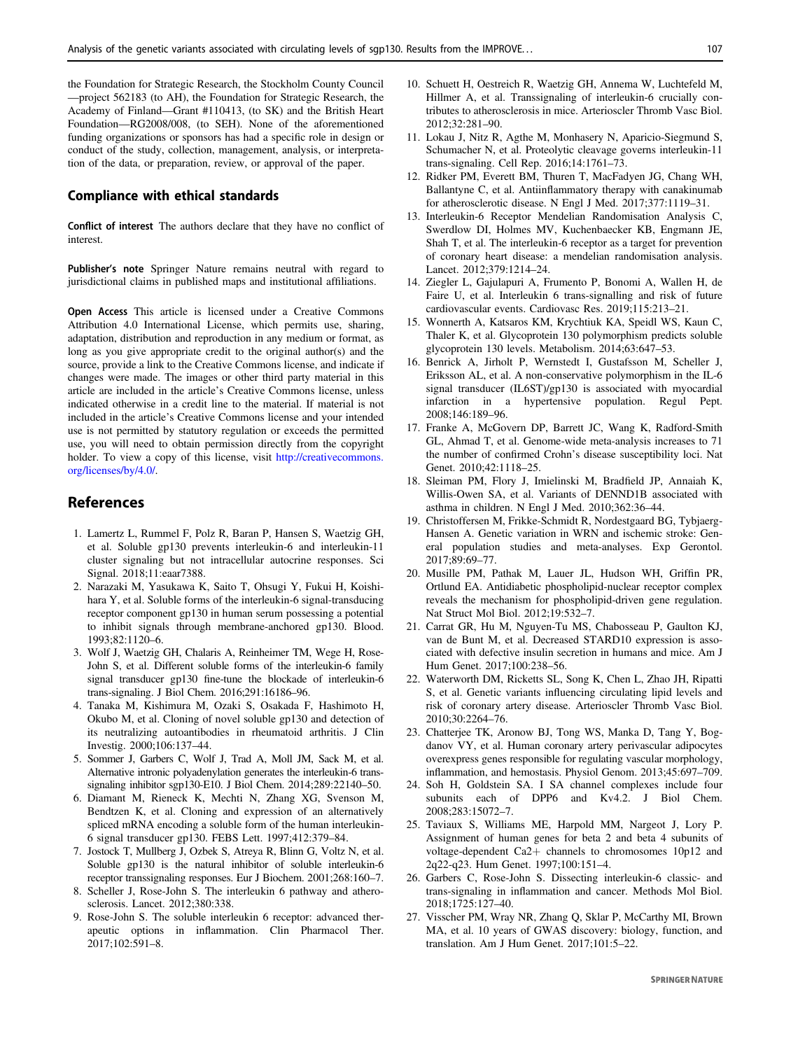the Foundation for Strategic Research, the Stockholm County Council—project 562183 (to AH), the Foundation for Strategic Research, the Academy of Finland—Grant #110413, (to SK) and the British Heart Foundation—RG2008/008, (to SEH). None of the aforementioned funding organizations or sponsors has had a specific role in design or conduct of the study, collection, management, analysis, or interpretation of the data, or preparation, review, or approval of the paper.

## Compliance with ethical standards

**Conflict of interest** The authors declare that they have no conflict of interest.

**Publisher's note** Springer Nature remains neutral with regard to jurisdictional claims in published maps and institutional affiliations.

**Open Access** This article is licensed under a Creative Commons Attribution 4.0 International License, which permits use, sharing, adaptation, distribution and reproduction in any medium or format, as long as you give appropriate credit to the original author(s) and the source, provide a link to the Creative Commons license, and indicate if changes were made. The images or other third party material in this article are included in the article's Creative Commons license, unless indicated otherwise in a credit line to the material. If material is not included in the article's Creative Commons license and your intended use is not permitted by statutory regulation or exceeds the permitted use, you will need to obtain permission directly from the copyright holder. To view a copy of this license, visit http://creativecommons.org/licenses/by/4.0/.

## References

1. Lamertz L, Rummel F, Polz R, Baran P, Hansen S, Waetzig GH, et al. Soluble gp130 prevents interleukin-6 and interleukin-11 cluster signaling but not intracellular autocrine responses. Sci Signal. 2018;11:eaar7388.
2. Narazaki M, Yasukawa K, Saito T, Ohsugi Y, Fukui H, Koishihara Y, et al. Soluble forms of the interleukin-6 signal-transducing receptor component gp130 in human serum possessing a potential to inhibit signals through membrane-anchored gp130. Blood. 1993;82:1120–6.
3. Wolf J, Waetzig GH, Chalaris A, Reinheimer TM, Wege H, Rose-John S, et al. Different soluble forms of the interleukin-6 family signal transducer gp130 fine-tune the blockade of interleukin-6 trans-signaling. J Biol Chem. 2016;291:16186–96.
4. Tanaka M, Kishimura M, Ozaki S, Osakada F, Hashimoto H, Okubo M, et al. Cloning of novel soluble gp130 and detection of its neutralizing autoantibodies in rheumatoid arthritis. J Clin Investig. 2000;106:137–44.
5. Sommer J, Garbers C, Wolf J, Trad A, Moll JM, Sack M, et al. Alternative intronic polyadenylation generates the interleukin-6 trans-signaling inhibitor sgp130-E10. J Biol Chem. 2014;289:22140–50.
6. Diamant M, Rieneck K, Mechti N, Zhang XG, Svenson M, Bendtzen K, et al. Cloning and expression of an alternatively spliced mRNA encoding a soluble form of the human interleukin-6 signal transducer gp130. FEBS Lett. 1997;412:379–84.
7. Jostock T, Mullberg J, Ozbek S, Atreya R, Blinn G, Voltz N, et al. Soluble gp130 is the natural inhibitor of soluble interleukin-6 receptor transsignaling responses. Eur J Biochem. 2001;268:160–7.
8. Scheller J, Rose-John S. The interleukin 6 pathway and atherosclerosis. Lancet. 2012;380:338.
9. Rose-John S. The soluble interleukin 6 receptor: advanced therapeutic options in inflammation. Clin Pharmacol Ther. 2017;102:591–8.
10. Schuett H, Oestreich R, Waetzig GH, Annema W, Luchtefeld M, Hillmer A, et al. Transsignaling of interleukin-6 crucially contributes to atherosclerosis in mice. Arterioscler Thromb Vasc Biol. 2012;32:281–90.
11. Lokau J, Nitz R, Agthe M, Monhasery N, Aparicio-Siegmund S, Schumacher N, et al. Proteolytic cleavage governs interleukin-11 trans-signaling. Cell Rep. 2016;14:1761–73.
12. Ridker PM, Everett BM, Thuren T, MacFadyen JG, Chang WH, Ballantyne C, et al. Antiinflammatory therapy with canakinumab for atherosclerotic disease. N Engl J Med. 2017;377:1119–31.
13. Interleukin-6 Receptor Mendelian Randomisation Analysis C, Swerdlow DI, Holmes MV, Kuchenbaecker KB, Engmann JE, Shah T, et al. The interleukin-6 receptor as a target for prevention of coronary heart disease: a mendelian randomisation analysis. Lancet. 2012;379:1214–24.
14. Ziegler L, Gajulapuri A, Frumento P, Bonomi A, Wallen H, de Faire U, et al. Interleukin 6 trans-signalling and risk of future cardiovascular events. Cardiovasc Res. 2019;115:213–21.
15. Wonnerth A, Katsaros KM, Krychtiuk KA, Speidl WS, Kaun C, Thaler K, et al. Glycoprotein 130 polymorphism predicts soluble glycoprotein 130 levels. Metabolism. 2014;63:647–53.
16. Benrick A, Jirholt P, Wernstedt I, Gustafsson M, Scheller J, Eriksson AL, et al. A non-conservative polymorphism in the IL-6 signal transducer (IL6ST)/gp130 is associated with myocardial infarction in a hypertensive population. Regul Pept. 2008;146:189–96.
17. Franke A, McGovern DP, Barrett JC, Wang K, Radford-Smith GL, Ahmad T, et al. Genome-wide meta-analysis increases to 71 the number of confirmed Crohn's disease susceptibility loci. Nat Genet. 2010;42:1118–25.
18. Sleiman PM, Flory J, Imielinski M, Bradfield JP, Annaiah K, Willis-Owen SA, et al. Variants of DENND1B associated with asthma in children. N Engl J Med. 2010;362:36–44.
19. Christoffersen M, Frikke-Schmidt R, Nordestgaard BG, Tybjaerg-Hansen A. Genetic variation in WRN and ischemic stroke: General population studies and meta-analyses. Exp Gerontol. 2017;89:69–77.
20. Musille PM, Pathak M, Lauer JL, Hudson WH, Griffin PR, Ortlund EA. Antidiabetic phospholipid-nuclear receptor complex reveals the mechanism for phospholipid-driven gene regulation. Nat Struct Mol Biol. 2012;19:532–7.
21. Carrat GR, Hu M, Nguyen-Tu MS, Chabosseau P, Gaulton KJ, van de Bunt M, et al. Decreased STARD10 expression is associated with defective insulin secretion in humans and mice. Am J Hum Genet. 2017;100:238–56.
22. Waterworth DM, Ricketts SL, Song K, Chen L, Zhao JH, Ripatti S, et al. Genetic variants influencing circulating lipid levels and risk of coronary artery disease. Arterioscler Thromb Vasc Biol. 2010;30:2264–76.
23. Chatterjee TK, Aronow BJ, Tong WS, Manka D, Tang Y, Bogdanov VY, et al. Human coronary artery perivascular adipocytes overexpress genes responsible for regulating vascular morphology, inflammation, and hemostasis. Physiol Genom. 2013;45:697–709.
24. Soh H, Goldstein SA. I SA channel complexes include four subunits each of DPP6 and Kv4.2. J Biol Chem. 2008;283:15072–7.
25. Taviaux S, Williams ME, Harpold MM, Nargeot J, Lory P. Assignment of human genes for beta 2 and beta 4 subunits of voltage-dependent Ca2+ channels to chromosomes 10p12 and 2q22-q23. Hum Genet. 1997;100:151–4.
26. Garbers C, Rose-John S. Dissecting interleukin-6 classic- and trans-signaling in inflammation and cancer. Methods Mol Biol. 2018;1725:127–40.
27. Visscher PM, Wray NR, Zhang Q, Sklar P, McCarthy MI, Brown MA, et al. 10 years of GWAS discovery: biology, function, and translation. Am J Hum Genet. 2017;101:5–22.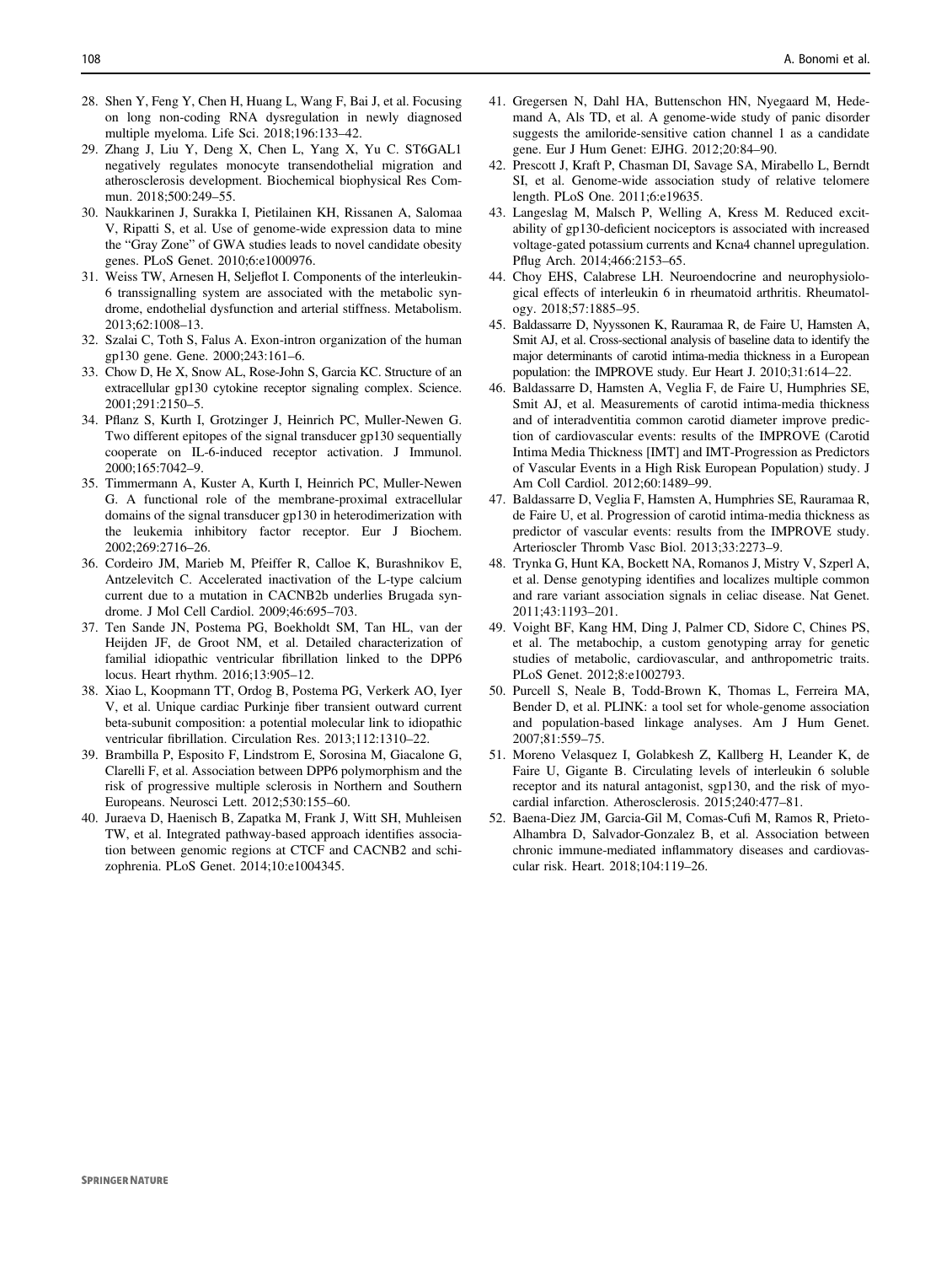28. Shen Y, Feng Y, Chen H, Huang L, Wang F, Bai J, et al. Focusing on long non-coding RNA dysregulation in newly diagnosed multiple myeloma. Life Sci. 2018;196:133–42.
29. Zhang J, Liu Y, Deng X, Chen L, Yang X, Yu C. ST6GAL1 negatively regulates monocyte transendothelial migration and atherosclerosis development. Biochemical biophysical Res Commun. 2018;500:249–55.
30. Naukkarinen J, Surakka I, Pietilainen KH, Rissanen A, Salomaa V, Ripatti S, et al. Use of genome-wide expression data to mine the "Gray Zone" of GWA studies leads to novel candidate obesity genes. PLoS Genet. 2010;6:e1000976.
31. Weiss TW, Arnesen H, Seljeflot I. Components of the interleukin-6 transsignalling system are associated with the metabolic syndrome, endothelial dysfunction and arterial stiffness. Metabolism. 2013;62:1008–13.
32. Szalai C, Toth S, Falus A. Exon-intron organization of the human gp130 gene. Gene. 2000;243:161–6.
33. Chow D, He X, Snow AL, Rose-John S, Garcia KC. Structure of an extracellular gp130 cytokine receptor signaling complex. Science. 2001;291:2150–5.
34. Pflanz S, Kurth I, Grotzinger J, Heinrich PC, Muller-Newen G. Two different epitopes of the signal transducer gp130 sequentially cooperate on IL-6-induced receptor activation. J Immunol. 2000;165:7042–9.
35. Timmermann A, Kuster A, Kurth I, Heinrich PC, Muller-Newen G. A functional role of the membrane-proximal extracellular domains of the signal transducer gp130 in heterodimerization with the leukemia inhibitory factor receptor. Eur J Biochem. 2002;269:2716–26.
36. Cordeiro JM, Marieb M, Pfeiffer R, Calloe K, Burashnikov E, Antzelevitch C. Accelerated inactivation of the L-type calcium current due to a mutation in CACNB2b underlies Brugada syndrome. J Mol Cell Cardiol. 2009;46:695–703.
37. Ten Sande JN, Postema PG, Boekholdt SM, Tan HL, van der Heijden JF, de Groot NM, et al. Detailed characterization of familial idiopathic ventricular fibrillation linked to the DPP6 locus. Heart rhythm. 2016;13:905–12.
38. Xiao L, Koopmann TT, Ordog B, Postema PG, Verkerk AO, Iyer V, et al. Unique cardiac Purkinje fiber transient outward current beta-subunit composition: a potential molecular link to idiopathic ventricular fibrillation. Circulation Res. 2013;112:1310–22.
39. Brambilla P, Esposito F, Lindstrom E, Sorosina M, Giacalone G, Clarelli F, et al. Association between DPP6 polymorphism and the risk of progressive multiple sclerosis in Northern and Southern Europeans. Neurosci Lett. 2012;530:155–60.
40. Juraeva D, Haenisch B, Zapatka M, Frank J, Witt SH, Muhleisen TW, et al. Integrated pathway-based approach identifies association between genomic regions at CTCF and CACNB2 and schizophrenia. PLoS Genet. 2014;10:e1004345.
41. Gregersen N, Dahl HA, Buttenschon HN, Nyegaard M, Hedemand A, Als TD, et al. A genome-wide study of panic disorder suggests the amiloride-sensitive cation channel 1 as a candidate gene. Eur J Hum Genet: EJHG. 2012;20:84–90.
42. Prescott J, Kraft P, Chasman DI, Savage SA, Mirabello L, Berndt SI, et al. Genome-wide association study of relative telomere length. PLoS One. 2011;6:e19635.
43. Langeslag M, Malsch P, Welling A, Kress M. Reduced excitability of gp130-deficient nociceptors is associated with increased voltage-gated potassium currents and Kcna4 channel upregulation. Pflug Arch. 2014;466:2153–65.
44. Choy EHS, Calabrese LH. Neuroendocrine and neurophysiological effects of interleukin 6 in rheumatoid arthritis. Rheumatology. 2018;57:1885–95.
45. Baldassarre D, Nyyssonen K, Rauramaa R, de Faire U, Hamsten A, Smit AJ, et al. Cross-sectional analysis of baseline data to identify the major determinants of carotid intima-media thickness in a European population: the IMPROVE study. Eur Heart J. 2010;31:614–22.
46. Baldassarre D, Hamsten A, Veglia F, de Faire U, Humphries SE, Smit AJ, et al. Measurements of carotid intima-media thickness and of interadventitia common carotid diameter improve prediction of cardiovascular events: results of the IMPROVE (Carotid Intima Media Thickness [IMT] and IMT-Progression as Predictors of Vascular Events in a High Risk European Population) study. J Am Coll Cardiol. 2012;60:1489–99.
47. Baldassarre D, Veglia F, Hamsten A, Humphries SE, Rauramaa R, de Faire U, et al. Progression of carotid intima-media thickness as predictor of vascular events: results from the IMPROVE study. Arterioscler Thromb Vasc Biol. 2013;33:2273–9.
48. Trynka G, Hunt KA, Bockett NA, Romanos J, Mistry V, Szperl A, et al. Dense genotyping identifies and localizes multiple common and rare variant association signals in celiac disease. Nat Genet. 2011;43:1193–201.
49. Voight BF, Kang HM, Ding J, Palmer CD, Sidore C, Chines PS, et al. The metabochip, a custom genotyping array for genetic studies of metabolic, cardiovascular, and anthropometric traits. PLoS Genet. 2012;8:e1002793.
50. Purcell S, Neale B, Todd-Brown K, Thomas L, Ferreira MA, Bender D, et al. PLINK: a tool set for whole-genome association and population-based linkage analyses. Am J Hum Genet. 2007;81:559–75.
51. Moreno Velasquez I, Golabkesh Z, Kallberg H, Leander K, de Faire U, Gigante B. Circulating levels of interleukin 6 soluble receptor and its natural antagonist, sgp130, and the risk of myocardial infarction. Atherosclerosis. 2015;240:477–81.
52. Baena-Diez JM, Garcia-Gil M, Comas-Cufi M, Ramos R, Prieto-Alhambra D, Salvador-Gonzalez B, et al. Association between chronic immune-mediated inflammatory diseases and cardiovascular risk. Heart. 2018;104:119–26.